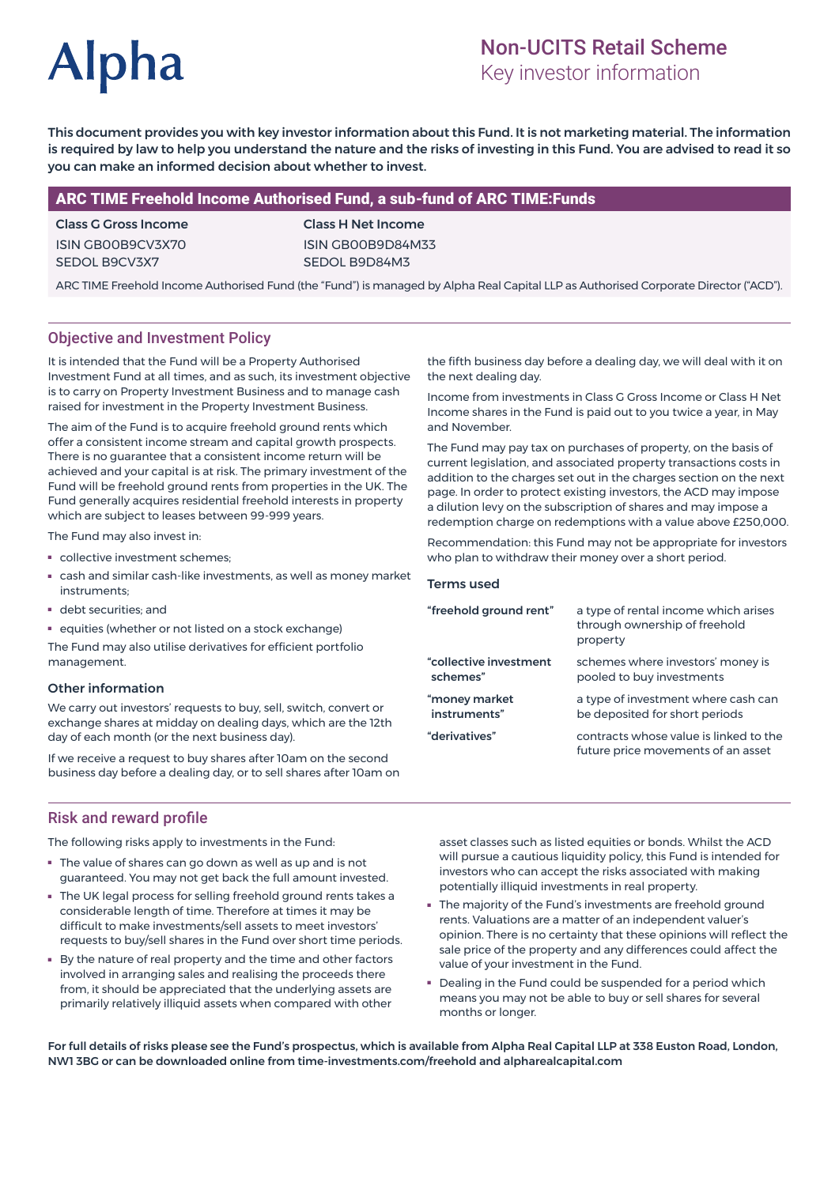# Alpha

## Non-UCITS Retail Scheme
Key investor information

**This document provides you with key investor information about this Fund. It is not marketing material. The information is required by law to help you understand the nature and the risks of investing in this Fund. You are advised to read it so you can make an informed decision about whether to invest.**

## ARC TIME Freehold Income Authorised Fund, a sub-fund of ARC TIME:Funds

| **Class G Gross Income** | **Class H Net Income** |
|---|---|
| ISIN GB00B9CV3X70 | ISIN GB00B9D84M33 |
| SEDOL B9CV3X7 | SEDOL B9D84M3 |

ARC TIME Freehold Income Authorised Fund (the "Fund") is managed by Alpha Real Capital LLP as Authorised Corporate Director ("ACD").

## Objective and Investment Policy

It is intended that the Fund will be a Property Authorised Investment Fund at all times, and as such, its investment objective is to carry on Property Investment Business and to manage cash raised for investment in the Property Investment Business.

The aim of the Fund is to acquire freehold ground rents which offer a consistent income stream and capital growth prospects. There is no guarantee that a consistent income return will be achieved and your capital is at risk. The primary investment of the Fund will be freehold ground rents from properties in the UK. The Fund generally acquires residential freehold interests in property which are subject to leases between 99-999 years.

The Fund may also invest in:

- collective investment schemes;
- cash and similar cash-like investments, as well as money market instruments;
- debt securities; and
- equities (whether or not listed on a stock exchange)

The Fund may also utilise derivatives for efficient portfolio management.

### Other information

We carry out investors' requests to buy, sell, switch, convert or exchange shares at midday on dealing days, which are the 12th day of each month (or the next business day).

If we receive a request to buy shares after 10am on the second business day before a dealing day, or to sell shares after 10am on the fifth business day before a dealing day, we will deal with it on the next dealing day.

Income from investments in Class G Gross Income or Class H Net Income shares in the Fund is paid out to you twice a year, in May and November.

The Fund may pay tax on purchases of property, on the basis of current legislation, and associated property transactions costs in addition to the charges set out in the charges section on the next page. In order to protect existing investors, the ACD may impose a dilution levy on the subscription of shares and may impose a redemption charge on redemptions with a value above £250,000.

Recommendation: this Fund may not be appropriate for investors who plan to withdraw their money over a short period.

### Terms used

| | |
|---|---|
| **"freehold ground rent"** | a type of rental income which arises through ownership of freehold property |
| **"collective investment schemes"** | schemes where investors' money is pooled to buy investments |
| **"money market instruments"** | a type of investment where cash can be deposited for short periods |
| **"derivatives"** | contracts whose value is linked to the future price movements of an asset |

## Risk and reward profile

The following risks apply to investments in the Fund:

- The value of shares can go down as well as up and is not guaranteed. You may not get back the full amount invested.
- The UK legal process for selling freehold ground rents takes a considerable length of time. Therefore at times it may be difficult to make investments/sell assets to meet investors' requests to buy/sell shares in the Fund over short time periods.
- By the nature of real property and the time and other factors involved in arranging sales and realising the proceeds there from, it should be appreciated that the underlying assets are primarily relatively illiquid assets when compared with other asset classes such as listed equities or bonds. Whilst the ACD will pursue a cautious liquidity policy, this Fund is intended for investors who can accept the risks associated with making potentially illiquid investments in real property.
- The majority of the Fund's investments are freehold ground rents. Valuations are a matter of an independent valuer's opinion. There is no certainty that these opinions will reflect the sale price of the property and any differences could affect the value of your investment in the Fund.
- Dealing in the Fund could be suspended for a period which means you may not be able to buy or sell shares for several months or longer.

**For full details of risks please see the Fund's prospectus, which is available from Alpha Real Capital LLP at 338 Euston Road, London, NW1 3BG or can be downloaded online from time-investments.com/freehold and alpharealcapital.com**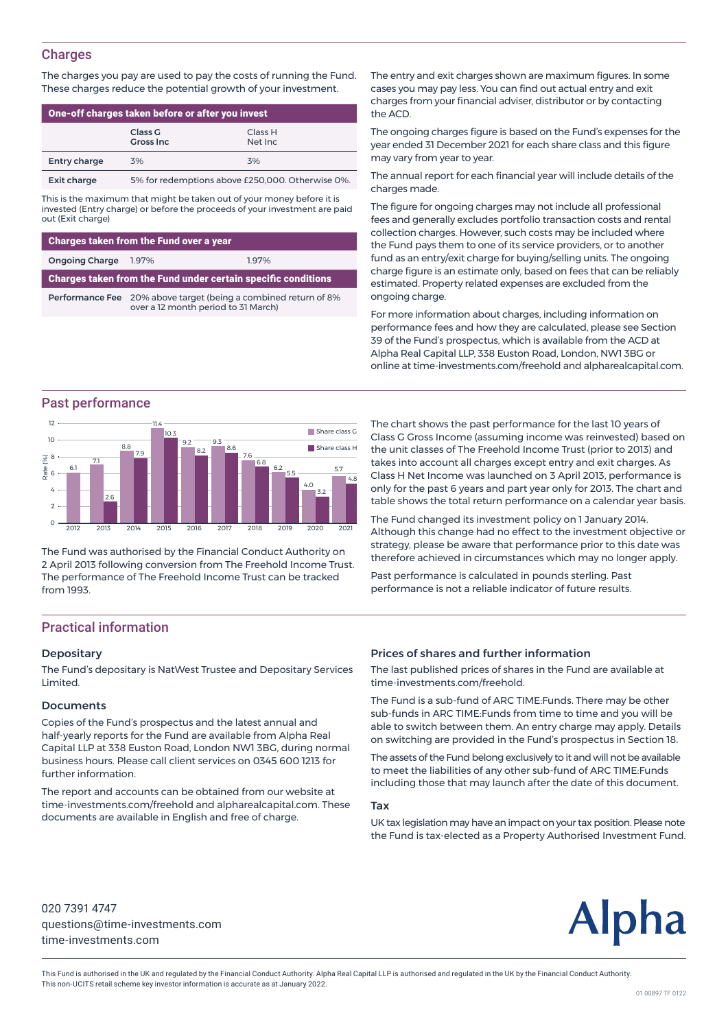## Charges

The charges you pay are used to pay the costs of running the Fund. These charges reduce the potential growth of your investment.

| One-off charges taken before or after you invest | | |
|---|---|---|
| | **Class G Gross Inc** | Class H Net Inc |
| **Entry charge** | 3% | 3% |
| **Exit charge** | 5% for redemptions above £250,000. Otherwise 0%. | |

This is the maximum that might be taken out of your money before it is invested (Entry charge) or before the proceeds of your investment are paid out (Exit charge)

| Charges taken from the Fund over a year | | |
|---|---|---|
| **Ongoing Charge** | 1.97% | 1.97% |

| Charges taken from the Fund under certain specific conditions | |
|---|---|
| **Performance Fee** | 20% above target (being a combined return of 8% over a 12 month period to 31 March) |

The entry and exit charges shown are maximum figures. In some cases you may pay less. You can find out actual entry and exit charges from your financial adviser, distributor or by contacting the ACD.

The ongoing charges figure is based on the Fund's expenses for the year ended 31 December 2021 for each share class and this figure may vary from year to year.

The annual report for each financial year will include details of the charges made.

The figure for ongoing charges may not include all professional fees and generally excludes portfolio transaction costs and rental collection charges. However, such costs may be included where the Fund pays them to one of its service providers, or to another fund as an entry/exit charge for buying/selling units. The ongoing charge figure is an estimate only, based on fees that can be reliably estimated. Property related expenses are excluded from the ongoing charge.

For more information about charges, including information on performance fees and how they are calculated, please see Section 39 of the Fund's prospectus, which is available from the ACD at Alpha Real Capital LLP, 338 Euston Road, London, NW1 3BG or online at time-investments.com/freehold and alpharealcapital.com.

## Past performance

Rate (%)
12
10
8
6
4
2
0
Share class G
Share class H
2012: 6.1
2013: 7.1, 2.6
2014: 8.8, 7.9
2015: 11.4, 10.3
2016: 9.2, 8.2
2017: 9.3, 8.6
2018: 7.6, 6.8
2019: 6.2, 5.5
2020: 4.0, 3.2
2021: 5.7, 4.8

The Fund was authorised by the Financial Conduct Authority on 2 April 2013 following conversion from The Freehold Income Trust. The performance of The Freehold Income Trust can be tracked from 1993.

The chart shows the past performance for the last 10 years of Class G Gross Income (assuming income was reinvested) based on the unit classes of The Freehold Income Trust (prior to 2013) and takes into account all charges except entry and exit charges. As Class H Net Income was launched on 3 April 2013, performance is only for the past 6 years and part year only for 2013. The chart and table shows the total return performance on a calendar year basis.

The Fund changed its investment policy on 1 January 2014. Although this change had no effect to the investment objective or strategy, please be aware that performance prior to this date was therefore achieved in circumstances which may no longer apply.

Past performance is calculated in pounds sterling. Past performance is not a reliable indicator of future results.

## Practical information

### Depositary

The Fund's depositary is NatWest Trustee and Depositary Services Limited.

### Documents

Copies of the Fund's prospectus and the latest annual and half-yearly reports for the Fund are available from Alpha Real Capital LLP at 338 Euston Road, London NW1 3BG, during normal business hours. Please call client services on 0345 600 1213 for further information.

The report and accounts can be obtained from our website at time-investments.com/freehold and alpharealcapital.com. These documents are available in English and free of charge.

### Prices of shares and further information

The last published prices of shares in the Fund are available at time-investments.com/freehold.

The Fund is a sub-fund of ARC TIME:Funds. There may be other sub-funds in ARC TIME:Funds from time to time and you will be able to switch between them. An entry charge may apply. Details on switching are provided in the Fund's prospectus in Section 18.

The assets of the Fund belong exclusively to it and will not be available to meet the liabilities of any other sub-fund of ARC TIME:Funds including those that may launch after the date of this document.

### Tax

UK tax legislation may have an impact on your tax position. Please note the Fund is tax-elected as a Property Authorised Investment Fund.

020 7391 4747
questions@time-investments.com
time-investments.com

Alpha

This Fund is authorised in the UK and regulated by the Financial Conduct Authority. Alpha Real Capital LLP is authorised and regulated in the UK by the Financial Conduct Authority. This non-UCITS retail scheme key investor information is accurate as at January 2022.

01 00897 TF 0122